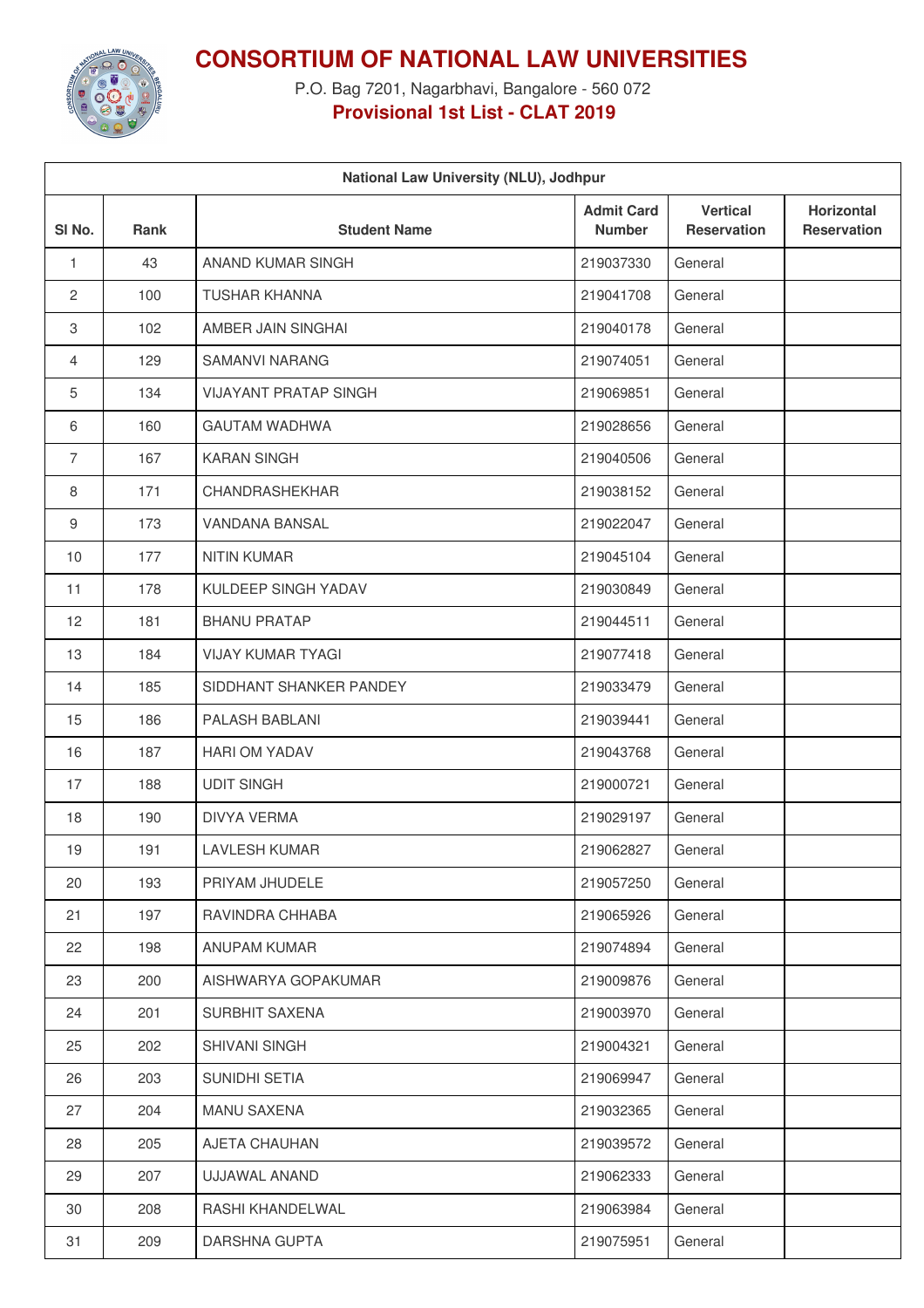# CONSORTIUM OF NATIONAL LAW UNIVERSITIES

P.O. Bag 7201, Nagarbhavi, Bangalore - 560 072

**Provisional 1st List - CLAT 2019**

| National Law University (NLU), Jodhpur | | | | | |
|---|---|---|---|---|---|
| Sl No. | Rank | Student Name | Admit Card Number | Vertical Reservation | Horizontal Reservation |
| 1 | 43 | ANAND KUMAR SINGH | 219037330 | General | |
| 2 | 100 | TUSHAR KHANNA | 219041708 | General | |
| 3 | 102 | AMBER JAIN SINGHAI | 219040178 | General | |
| 4 | 129 | SAMANVI NARANG | 219074051 | General | |
| 5 | 134 | VIJAYANT PRATAP SINGH | 219069851 | General | |
| 6 | 160 | GAUTAM WADHWA | 219028656 | General | |
| 7 | 167 | KARAN SINGH | 219040506 | General | |
| 8 | 171 | CHANDRASHEKHAR | 219038152 | General | |
| 9 | 173 | VANDANA BANSAL | 219022047 | General | |
| 10 | 177 | NITIN KUMAR | 219045104 | General | |
| 11 | 178 | KULDEEP SINGH YADAV | 219030849 | General | |
| 12 | 181 | BHANU PRATAP | 219044511 | General | |
| 13 | 184 | VIJAY KUMAR TYAGI | 219077418 | General | |
| 14 | 185 | SIDDHANT SHANKER PANDEY | 219033479 | General | |
| 15 | 186 | PALASH BABLANI | 219039441 | General | |
| 16 | 187 | HARI OM YADAV | 219043768 | General | |
| 17 | 188 | UDIT SINGH | 219000721 | General | |
| 18 | 190 | DIVYA VERMA | 219029197 | General | |
| 19 | 191 | LAVLESH KUMAR | 219062827 | General | |
| 20 | 193 | PRIYAM JHUDELE | 219057250 | General | |
| 21 | 197 | RAVINDRA CHHABA | 219065926 | General | |
| 22 | 198 | ANUPAM KUMAR | 219074894 | General | |
| 23 | 200 | AISHWARYA GOPAKUMAR | 219009876 | General | |
| 24 | 201 | SURBHIT SAXENA | 219003970 | General | |
| 25 | 202 | SHIVANI SINGH | 219004321 | General | |
| 26 | 203 | SUNIDHI SETIA | 219069947 | General | |
| 27 | 204 | MANU SAXENA | 219032365 | General | |
| 28 | 205 | AJETA CHAUHAN | 219039572 | General | |
| 29 | 207 | UJJAWAL ANAND | 219062333 | General | |
| 30 | 208 | RASHI KHANDELWAL | 219063984 | General | |
| 31 | 209 | DARSHNA GUPTA | 219075951 | General | |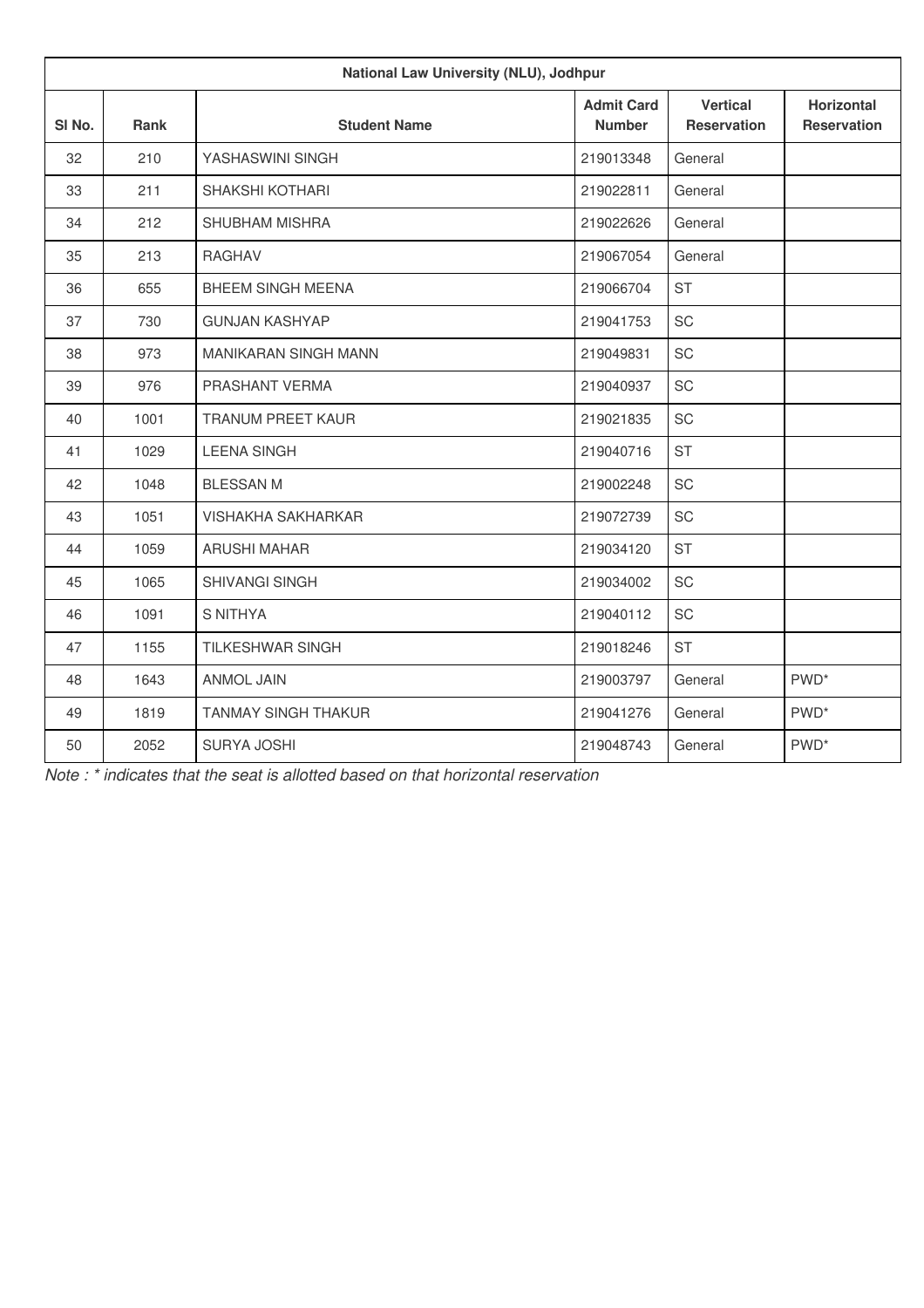| National Law University (NLU), Jodhpur | | | | | |
|---|---|---|---|---|---|
| Sl No. | Rank | Student Name | Admit Card Number | Vertical Reservation | Horizontal Reservation |
| 32 | 210 | YASHASWINI SINGH | 219013348 | General | |
| 33 | 211 | SHAKSHI KOTHARI | 219022811 | General | |
| 34 | 212 | SHUBHAM MISHRA | 219022626 | General | |
| 35 | 213 | RAGHAV | 219067054 | General | |
| 36 | 655 | BHEEM SINGH MEENA | 219066704 | ST | |
| 37 | 730 | GUNJAN KASHYAP | 219041753 | SC | |
| 38 | 973 | MANIKARAN SINGH MANN | 219049831 | SC | |
| 39 | 976 | PRASHANT VERMA | 219040937 | SC | |
| 40 | 1001 | TRANUM PREET KAUR | 219021835 | SC | |
| 41 | 1029 | LEENA SINGH | 219040716 | ST | |
| 42 | 1048 | BLESSAN M | 219002248 | SC | |
| 43 | 1051 | VISHAKHA SAKHARKAR | 219072739 | SC | |
| 44 | 1059 | ARUSHI MAHAR | 219034120 | ST | |
| 45 | 1065 | SHIVANGI SINGH | 219034002 | SC | |
| 46 | 1091 | S NITHYA | 219040112 | SC | |
| 47 | 1155 | TILKESHWAR SINGH | 219018246 | ST | |
| 48 | 1643 | ANMOL JAIN | 219003797 | General | PWD* |
| 49 | 1819 | TANMAY SINGH THAKUR | 219041276 | General | PWD* |
| 50 | 2052 | SURYA JOSHI | 219048743 | General | PWD* |

*Note : * indicates that the seat is allotted based on that horizontal reservation*